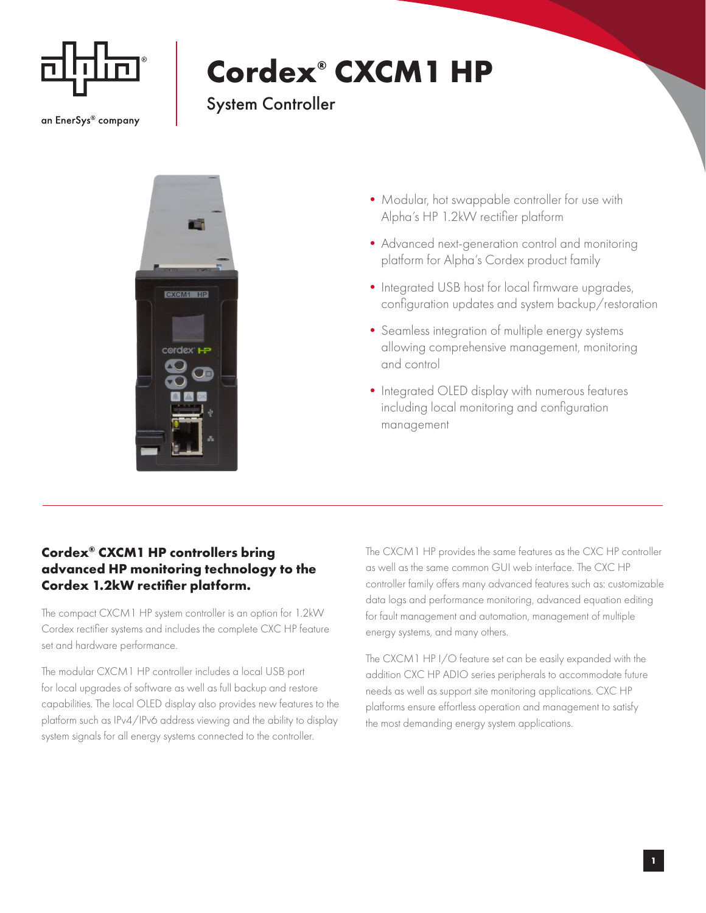an EnerSys® company

# Cordex® CXCM1 HP

## System Controller

- Modular, hot swappable controller for use with Alpha's HP 1.2kW rectifier platform
- Advanced next-generation control and monitoring platform for Alpha's Cordex product family
- Integrated USB host for local firmware upgrades, configuration updates and system backup/restoration
- Seamless integration of multiple energy systems allowing comprehensive management, monitoring and control
- Integrated OLED display with numerous features including local monitoring and configuration management

### Cordex® CXCM1 HP controllers bring advanced HP monitoring technology to the Cordex 1.2kW rectifier platform.

The compact CXCM1 HP system controller is an option for 1.2kW Cordex rectifier systems and includes the complete CXC HP feature set and hardware performance.

The modular CXCM1 HP controller includes a local USB port for local upgrades of software as well as full backup and restore capabilities. The local OLED display also provides new features to the platform such as IPv4/IPv6 address viewing and the ability to display system signals for all energy systems connected to the controller.

The CXCM1 HP provides the same features as the CXC HP controller as well as the same common GUI web interface. The CXC HP controller family offers many advanced features such as: customizable data logs and performance monitoring, advanced equation editing for fault management and automation, management of multiple energy systems, and many others.

The CXCM1 HP I/O feature set can be easily expanded with the addition CXC HP ADIO series peripherals to accommodate future needs as well as support site monitoring applications. CXC HP platforms ensure effortless operation and management to satisfy the most demanding energy system applications.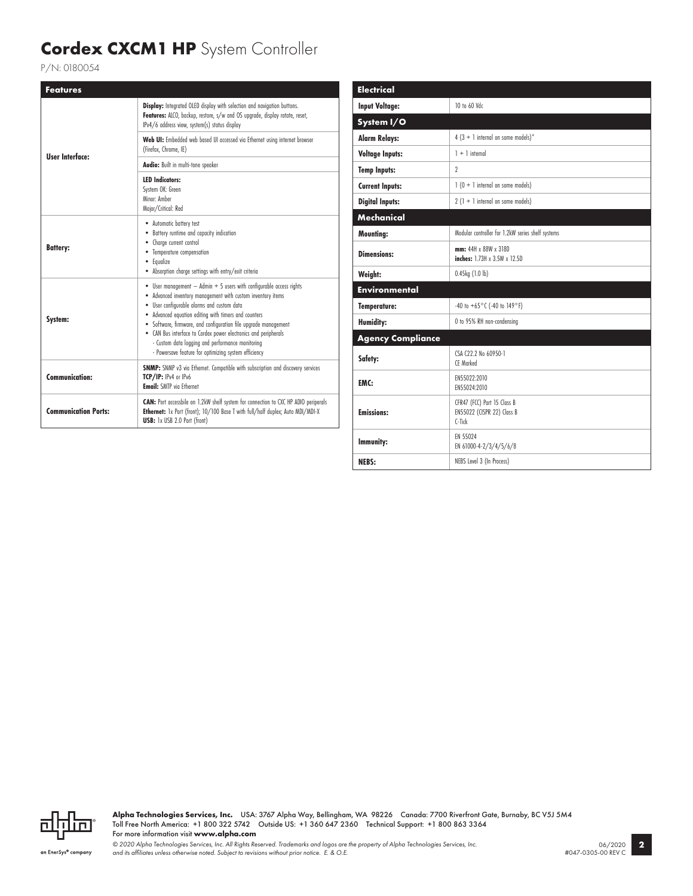# **Cordex CXCM1 HP** System Controller

P/N: 0180054

| Features | |
|---|---|
| **User Interface:** | **Display:** Integrated OLED display with selection and navigation buttons. **Features:** ALCO, backup, restore, s/w and OS upgrade, display rotate, reset, IPv4/6 address view, system(s) status display |
| | **Web UI:** Embedded web based UI accessed via Ethernet using internet browser (Firefox, Chrome, IE) |
| | **Audio:** Built in multi-tone speaker |
| | **LED Indicators:** System OK: Green Minor: Amber Major/Critical: Red |
| **Battery:** | • Automatic battery test • Battery runtime and capacity indication • Charge current control • Temperature compensation • Equalize • Absorption charge settings with entry/exit criteria |
| **System:** | • User management – Admin + 5 users with configurable access rights • Advanced inventory management with custom inventory items • User configurable alarms and custom data • Advanced equation editing with timers and counters • Software, firmware, and configuration file upgrade management • CAN Bus interface to Cordex power electronics and peripherals - Custom data logging and performance monitoring - Powersave feature for optimizing system efficiency |
| **Communication:** | **SNMP:** SNMP v3 via Ethernet. Compatible with subscription and discovery services **TCP/IP:** IPv4 or IPv6 **Email:** SMTP via Ethernet |
| **Communication Ports:** | **CAN:** Port accessbile on 1.2kW shelf system for connection to CXC HP ADIO periperals **Ethernet:** 1x Port (front); 10/100 Base T with full/half duplex; Auto MDI/MDI-X **USB:** 1x USB 2.0 Port (front) |

| Electrical | |
|---|---|
| **Input Voltage:** | 10 to 60 Vdc |
| **System I/O** | |
| **Alarm Relays:** | 4 (3 + 1 internal on some models)* |
| **Voltage Inputs:** | 1 + 1 internal |
| **Temp Inputs:** | 2 |
| **Current Inputs:** | 1 (0 + 1 internal on some models) |
| **Digital Inputs:** | 2 (1 + 1 internal on some models) |
| **Mechanical** | |
| **Mounting:** | Modular controller for 1.2kW series shelf systems |
| **Dimensions:** | **mm:** 44H x 88W x 318D **inches:** 1.73H x 3.5W x 12.5D |
| **Weight:** | 0.45kg (1.0 lb) |
| **Environmental** | |
| **Temperature:** | -40 to +65°C (-40 to 149°F) |
| **Humidity:** | 0 to 95% RH non-condensing |
| **Agency Compliance** | |
| **Safety:** | CSA C22.2 No 60950-1 CE Marked |
| **EMC:** | EN55022:2010 EN55024:2010 |
| **Emissions:** | CFR47 (FCC) Part 15 Class B EN55022 (CISPR 22) Class B C-Tick |
| **Immunity:** | EN 55024 EN 61000-4-2/3/4/5/6/8 |
| **NEBS:** | NEBS Level 3 (In Process) |

**Alpha Technologies Services, Inc.** USA: 3767 Alpha Way, Bellingham, WA 98226 Canada: 7700 Riverfront Gate, Burnaby, BC V5J 5M4
Toll Free North America: +1 800 322 5742 Outside US: +1 360 647 2360 Technical Support: +1 800 863 3364
For more information visit **www.alpha.com**

*© 2020 Alpha Technologies Services, Inc. All Rights Reserved. Trademarks and logos are the property of Alpha Technologies Services, Inc. and its affiliates unless otherwise noted. Subject to revisions without prior notice. E. & O.E.*

an EnerSys® company

06/2020
#047-0305-00 REV C